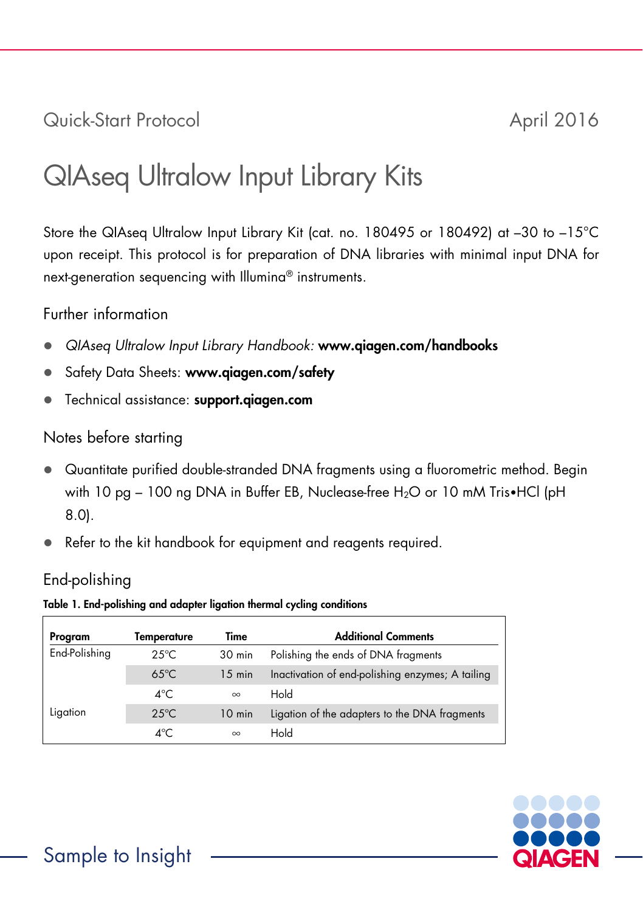Quick-Start Protocol

April 2016

# QIAseq Ultralow Input Library Kits

Store the QIAseq Ultralow Input Library Kit (cat. no. 180495 or 180492) at –30 to –15°C upon receipt. This protocol is for preparation of DNA libraries with minimal input DNA for next-generation sequencing with Illumina® instruments.

## Further information

- *QIAseq Ultralow Input Library Handbook:* **www.qiagen.com/handbooks**
- Safety Data Sheets: **www.qiagen.com/safety**
- Technical assistance: **support.qiagen.com**

## Notes before starting

- Quantitate purified double-stranded DNA fragments using a fluorometric method. Begin with 10 pg – 100 ng DNA in Buffer EB, Nuclease-free $H_2O$ or 10 mM Tris•HCl (pH 8.0).
- Refer to the kit handbook for equipment and reagents required.

## End-polishing

**Table 1. End-polishing and adapter ligation thermal cycling conditions**

| Program | Temperature | Time | Additional Comments |
|---|---|---|---|
| End-Polishing | 25°C | 30 min | Polishing the ends of DNA fragments |
| | 65°C | 15 min | Inactivation of end-polishing enzymes; A tailing |
| | 4°C | ∞ | Hold |
| Ligation | 25°C | 10 min | Ligation of the adapters to the DNA fragments |
| | 4°C | ∞ | Hold |

Sample to Insight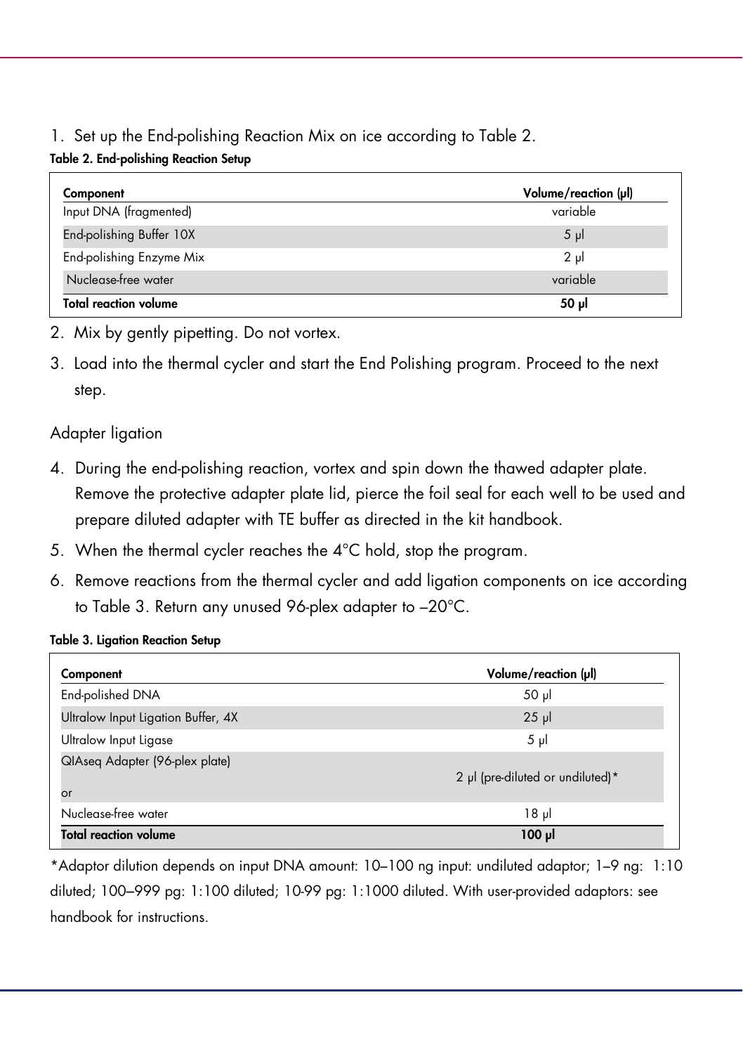1. Set up the End-polishing Reaction Mix on ice according to Table 2.

**Table 2. End-polishing Reaction Setup**

| Component | Volume/reaction (µl) |
|---|---|
| Input DNA (fragmented) | variable |
| End-polishing Buffer 10X | 5 µl |
| End-polishing Enzyme Mix | 2 µl |
| Nuclease-free water | variable |
| **Total reaction volume** | **50 µl** |

2. Mix by gently pipetting. Do not vortex.
3. Load into the thermal cycler and start the End Polishing program. Proceed to the next step.

Adapter ligation

4. During the end-polishing reaction, vortex and spin down the thawed adapter plate. Remove the protective adapter plate lid, pierce the foil seal for each well to be used and prepare diluted adapter with TE buffer as directed in the kit handbook.
5. When the thermal cycler reaches the 4°C hold, stop the program.
6. Remove reactions from the thermal cycler and add ligation components on ice according to Table 3. Return any unused 96-plex adapter to –20°C.

**Table 3. Ligation Reaction Setup**

| Component | Volume/reaction (µl) |
|---|---|
| End-polished DNA | 50 µl |
| Ultralow Input Ligation Buffer, 4X | 25 µl |
| Ultralow Input Ligase | 5 µl |
| QIAseq Adapter (96-plex plate) or | 2 µl (pre-diluted or undiluted)* |
| Nuclease-free water | 18 µl |
| **Total reaction volume** | **100 µl** |

*Adaptor dilution depends on input DNA amount: 10–100 ng input: undiluted adaptor; 1–9 ng: 1:10 diluted; 100–999 pg: 1:100 diluted; 10-99 pg: 1:1000 diluted. With user-provided adaptors: see handbook for instructions.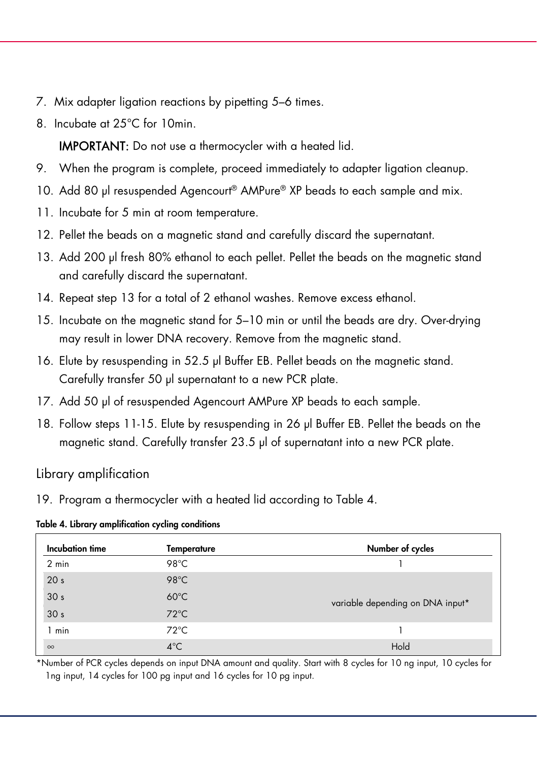7. Mix adapter ligation reactions by pipetting 5–6 times.
8. Incubate at 25°C for 10min.

   **IMPORTANT:** Do not use a thermocycler with a heated lid.
9. When the program is complete, proceed immediately to adapter ligation cleanup.
10. Add 80 µl resuspended Agencourt® AMPure® XP beads to each sample and mix.
11. Incubate for 5 min at room temperature.
12. Pellet the beads on a magnetic stand and carefully discard the supernatant.
13. Add 200 µl fresh 80% ethanol to each pellet. Pellet the beads on the magnetic stand and carefully discard the supernatant.
14. Repeat step 13 for a total of 2 ethanol washes. Remove excess ethanol.
15. Incubate on the magnetic stand for 5–10 min or until the beads are dry. Over-drying may result in lower DNA recovery. Remove from the magnetic stand.
16. Elute by resuspending in 52.5 µl Buffer EB. Pellet beads on the magnetic stand. Carefully transfer 50 µl supernatant to a new PCR plate.
17. Add 50 µl of resuspended Agencourt AMPure XP beads to each sample.
18. Follow steps 11-15. Elute by resuspending in 26 µl Buffer EB. Pellet the beads on the magnetic stand. Carefully transfer 23.5 µl of supernatant into a new PCR plate.

## Library amplification

19. Program a thermocycler with a heated lid according to Table 4.

**Table 4. Library amplification cycling conditions**

| Incubation time | Temperature | Number of cycles |
|---|---|---|
| 2 min | 98°C | 1 |
| 20 s | 98°C | variable depending on DNA input* |
| 30 s | 60°C | |
| 30 s | 72°C | |
| 1 min | 72°C | 1 |
| ∞ | 4°C | Hold |

*Number of PCR cycles depends on input DNA amount and quality. Start with 8 cycles for 10 ng input, 10 cycles for 1ng input, 14 cycles for 100 pg input and 16 cycles for 10 pg input.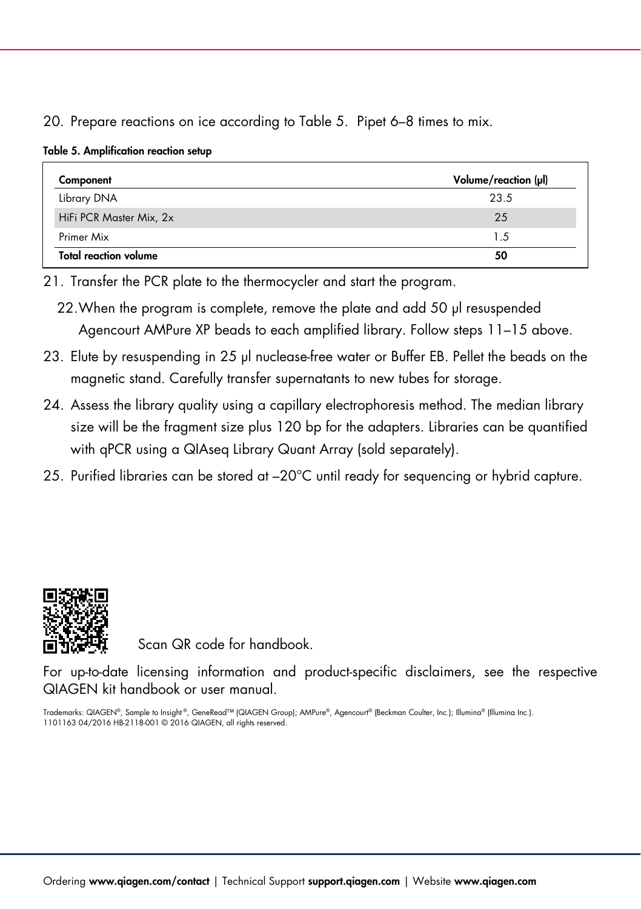20. Prepare reactions on ice according to Table 5. Pipet 6–8 times to mix.

**Table 5. Amplification reaction setup**

| Component | Volume/reaction (µl) |
|---|---|
| Library DNA | 23.5 |
| HiFi PCR Master Mix, 2x | 25 |
| Primer Mix | 1.5 |
| **Total reaction volume** | **50** |

21. Transfer the PCR plate to the thermocycler and start the program.
22. When the program is complete, remove the plate and add 50 µl resuspended Agencourt AMPure XP beads to each amplified library. Follow steps 11–15 above.
23. Elute by resuspending in 25 µl nuclease-free water or Buffer EB. Pellet the beads on the magnetic stand. Carefully transfer supernatants to new tubes for storage.
24. Assess the library quality using a capillary electrophoresis method. The median library size will be the fragment size plus 120 bp for the adapters. Libraries can be quantified with qPCR using a QIAseq Library Quant Array (sold separately).
25. Purified libraries can be stored at –20°C until ready for sequencing or hybrid capture.

Scan QR code for handbook.

For up-to-date licensing information and product-specific disclaimers, see the respective QIAGEN kit handbook or user manual.

Trademarks: QIAGEN®, Sample to Insight®, GeneRead™ (QIAGEN Group); AMPure®, Agencourt® (Beckman Coulter, Inc.); Illumina® (Illumina Inc.).
1101163 04/2016 HB-2118-001 © 2016 QIAGEN, all rights reserved.

Ordering **www.qiagen.com/contact** | Technical Support **support.qiagen.com** | Website **www.qiagen.com**